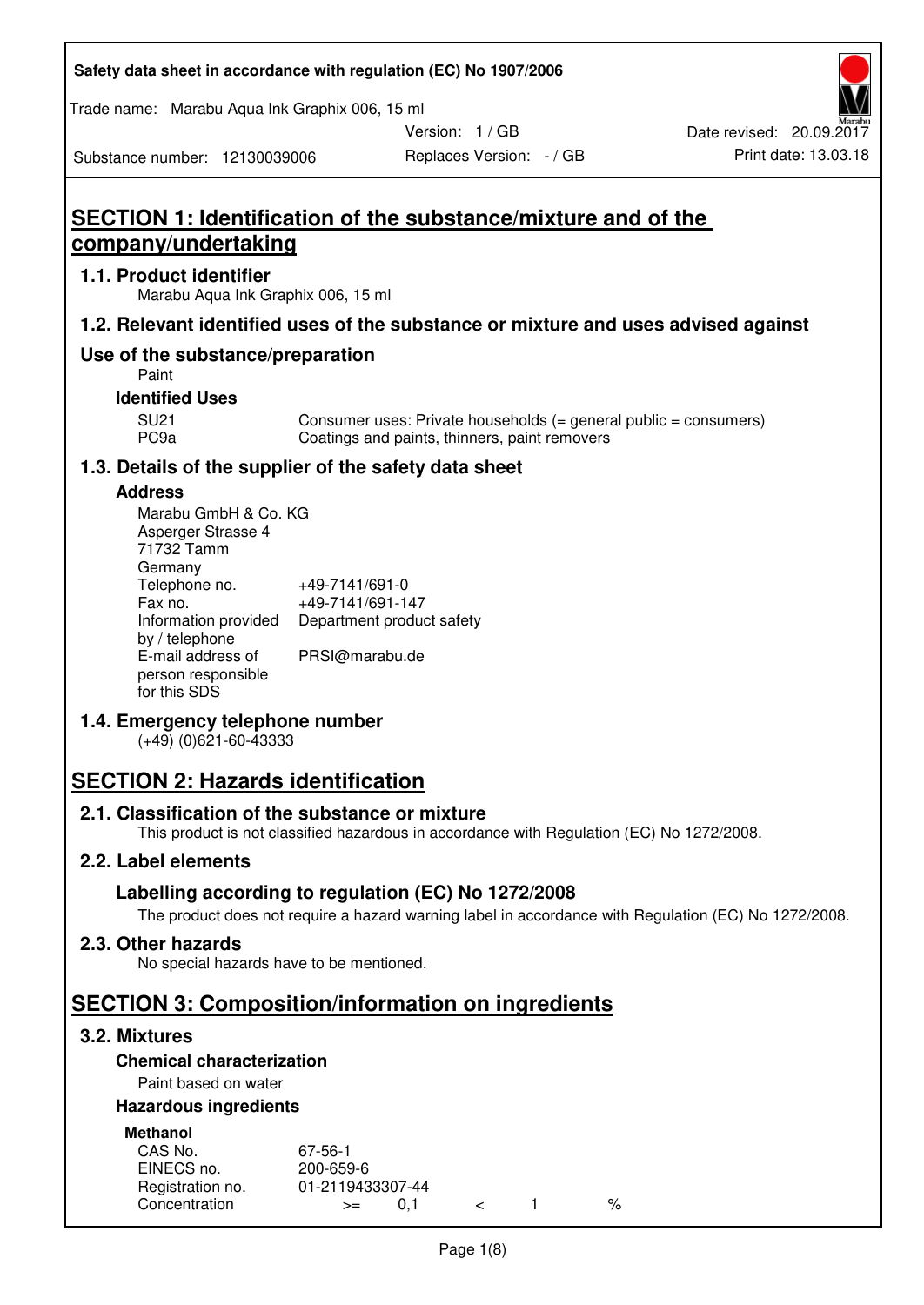Safety data sheet in accordance with regulation (EC) No 1907/2006

Trade name: Marabu Aqua Ink Graphix 006, 15 ml

Version: 1 / GB
Date revised: 20.09.2017
Substance number: 12130039006
Replaces Version: - / GB
Print date: 13.03.18

# SECTION 1: Identification of the substance/mixture and of the company/undertaking

## 1.1. Product identifier

Marabu Aqua Ink Graphix 006, 15 ml

## 1.2. Relevant identified uses of the substance or mixture and uses advised against

## Use of the substance/preparation

Paint

### Identified Uses

| | |
|---|---|
| SU21 | Consumer uses: Private households (= general public = consumers) |
| PC9a | Coatings and paints, thinners, paint removers |

## 1.3. Details of the supplier of the safety data sheet

### Address

Marabu GmbH & Co. KG
Asperger Strasse 4
71732 Tamm
Germany

| | |
|---|---|
| Telephone no. | +49-7141/691-0 |
| Fax no. | +49-7141/691-147 |
| Information provided by / telephone | Department product safety |
| E-mail address of person responsible for this SDS | PRSI@marabu.de |

## 1.4. Emergency telephone number

(+49) (0)621-60-43333

# SECTION 2: Hazards identification

## 2.1. Classification of the substance or mixture

This product is not classified hazardous in accordance with Regulation (EC) No 1272/2008.

## 2.2. Label elements

### Labelling according to regulation (EC) No 1272/2008

The product does not require a hazard warning label in accordance with Regulation (EC) No 1272/2008.

## 2.3. Other hazards

No special hazards have to be mentioned.

# SECTION 3: Composition/information on ingredients

## 3.2. Mixtures

### Chemical characterization

Paint based on water

### Hazardous ingredients

**Methanol**

| | |
|---|---|
| CAS No. | 67-56-1 |
| EINECS no. | 200-659-6 |
| Registration no. | 01-2119433307-44 |
| Concentration | >= 0,1 < 1 % |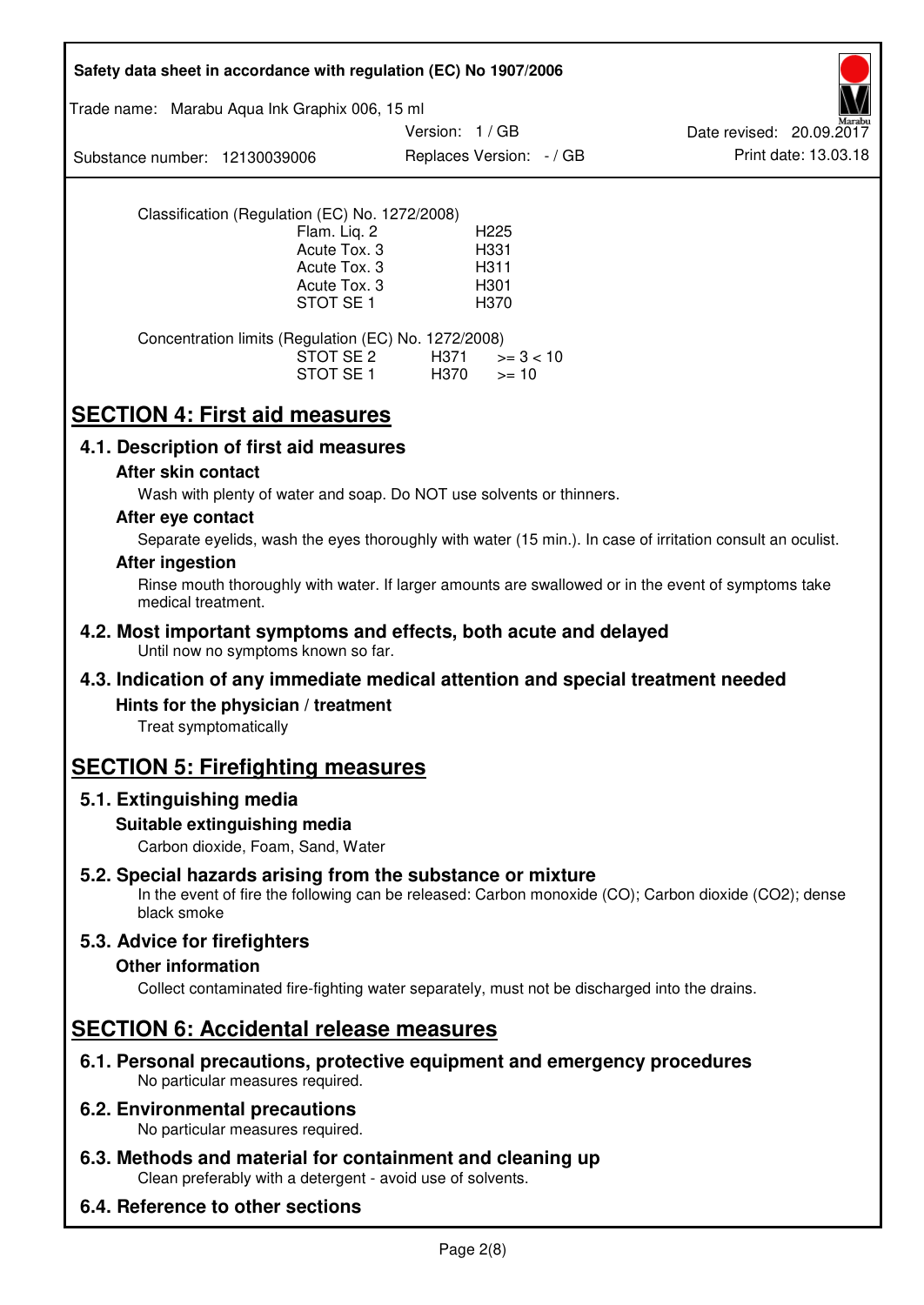Classification (Regulation (EC) No. 1272/2008)

| | |
|---|---|
| Flam. Liq. 2 | H225 |
| Acute Tox. 3 | H331 |
| Acute Tox. 3 | H311 |
| Acute Tox. 3 | H301 |
| STOT SE 1 | H370 |

Concentration limits (Regulation (EC) No. 1272/2008)

| | | |
|---|---|---|
| STOT SE 2 | H371 | >= 3 < 10 |
| STOT SE 1 | H370 | >= 10 |

# SECTION 4: First aid measures

## 4.1. Description of first aid measures

### After skin contact

Wash with plenty of water and soap. Do NOT use solvents or thinners.

### After eye contact

Separate eyelids, wash the eyes thoroughly with water (15 min.). In case of irritation consult an oculist.

### After ingestion

Rinse mouth thoroughly with water. If larger amounts are swallowed or in the event of symptoms take medical treatment.

## 4.2. Most important symptoms and effects, both acute and delayed

Until now no symptoms known so far.

## 4.3. Indication of any immediate medical attention and special treatment needed

### Hints for the physician / treatment

Treat symptomatically

# SECTION 5: Firefighting measures

## 5.1. Extinguishing media

### Suitable extinguishing media

Carbon dioxide, Foam, Sand, Water

## 5.2. Special hazards arising from the substance or mixture

In the event of fire the following can be released: Carbon monoxide (CO); Carbon dioxide ($CO_2$); dense black smoke

## 5.3. Advice for firefighters

### Other information

Collect contaminated fire-fighting water separately, must not be discharged into the drains.

# SECTION 6: Accidental release measures

## 6.1. Personal precautions, protective equipment and emergency procedures

No particular measures required.

## 6.2. Environmental precautions

No particular measures required.

## 6.3. Methods and material for containment and cleaning up

Clean preferably with a detergent - avoid use of solvents.

## 6.4. Reference to other sections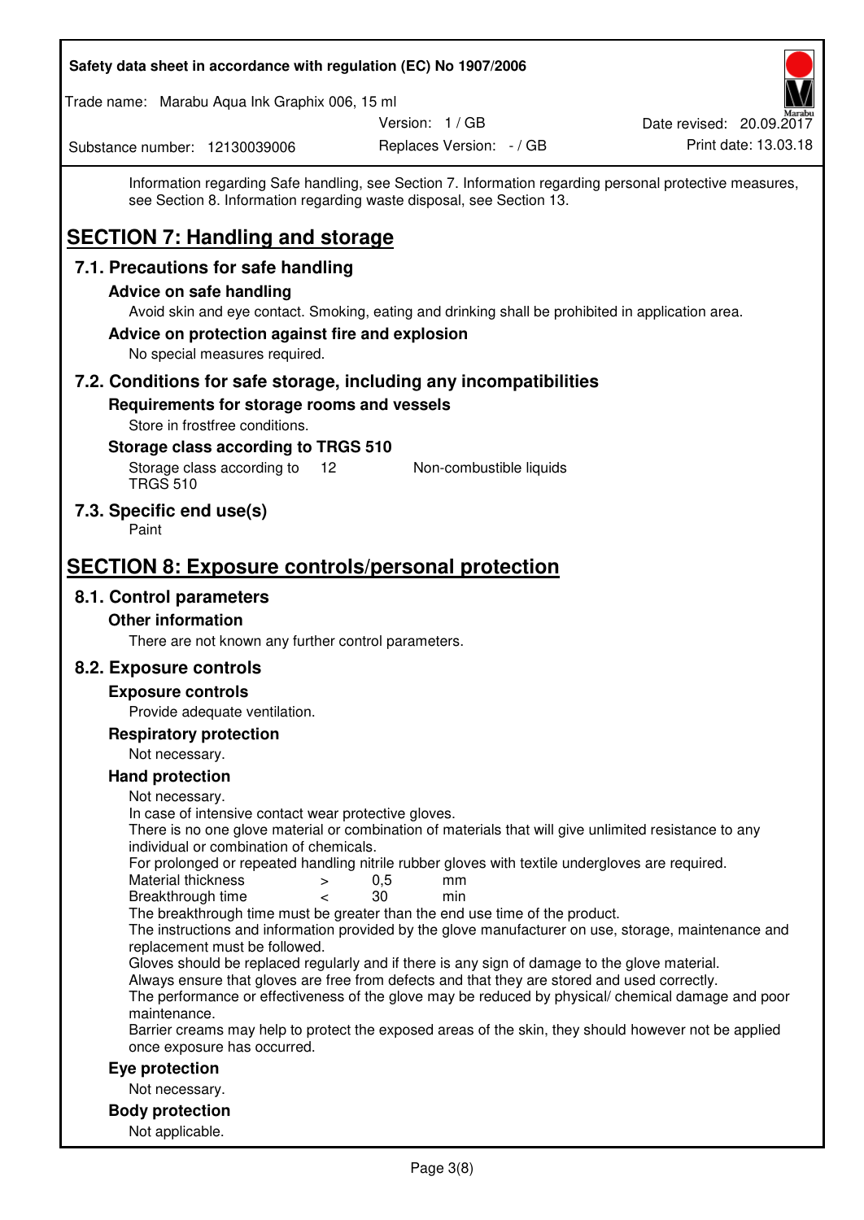Information regarding Safe handling, see Section 7. Information regarding personal protective measures, see Section 8. Information regarding waste disposal, see Section 13.

# SECTION 7: Handling and storage

## 7.1. Precautions for safe handling

### Advice on safe handling

Avoid skin and eye contact. Smoking, eating and drinking shall be prohibited in application area.

### Advice on protection against fire and explosion

No special measures required.

## 7.2. Conditions for safe storage, including any incompatibilities

### Requirements for storage rooms and vessels

Store in frostfree conditions.

### Storage class according to TRGS 510

| Storage class according to TRGS 510 | 12 | Non-combustible liquids |
|---|---|---|

## 7.3. Specific end use(s)

Paint

# SECTION 8: Exposure controls/personal protection

## 8.1. Control parameters

### Other information

There are not known any further control parameters.

## 8.2. Exposure controls

### Exposure controls

Provide adequate ventilation.

### Respiratory protection

Not necessary.

### Hand protection

Not necessary.
In case of intensive contact wear protective gloves.
There is no one glove material or combination of materials that will give unlimited resistance to any individual or combination of chemicals.
For prolonged or repeated handling nitrile rubber gloves with textile undergloves are required.

| Material thickness | > | 0,5 | mm |
|---|---|---|---|
| Breakthrough time | < | 30 | min |

The breakthrough time must be greater than the end use time of the product.
The instructions and information provided by the glove manufacturer on use, storage, maintenance and replacement must be followed.
Gloves should be replaced regularly and if there is any sign of damage to the glove material.
Always ensure that gloves are free from defects and that they are stored and used correctly.
The performance or effectiveness of the glove may be reduced by physical/ chemical damage and poor maintenance.
Barrier creams may help to protect the exposed areas of the skin, they should however not be applied once exposure has occurred.

### Eye protection

Not necessary.

### Body protection

Not applicable.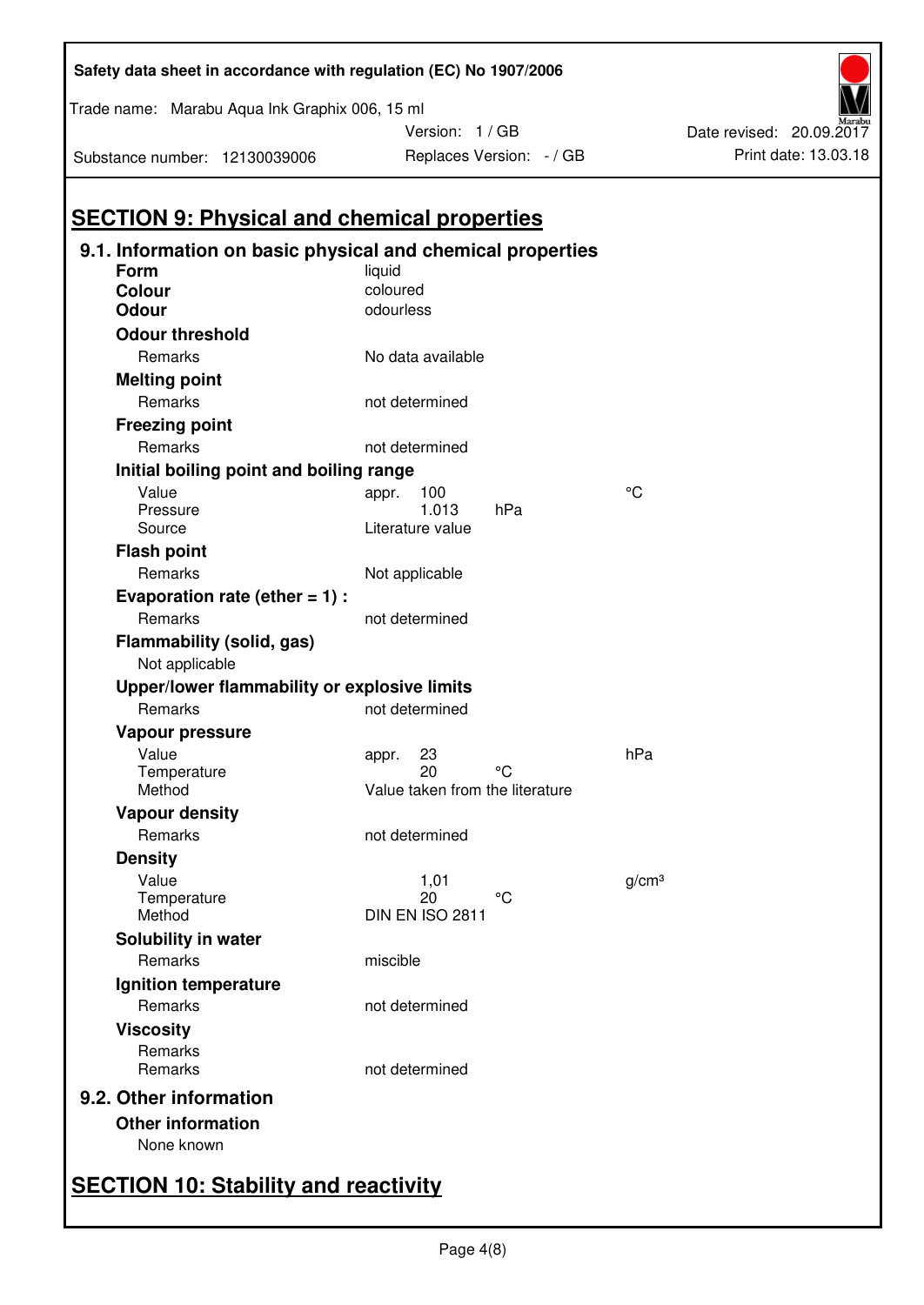## SECTION 9: Physical and chemical properties

### 9.1. Information on basic physical and chemical properties

**Form** liquid

**Colour** coloured

**Odour** odourless

**Odour threshold**

| | | | |
|---|---|---|---|
| Remarks | No data available | | |

**Melting point**

| | | | |
|---|---|---|---|
| Remarks | not determined | | |

**Freezing point**

| | | | |
|---|---|---|---|
| Remarks | not determined | | |

**Initial boiling point and boiling range**

| | | | |
|---|---|---|---|
| Value | appr. 100 | | °C |
| Pressure | 1.013 | hPa | |
| Source | Literature value | | |

**Flash point**

| | | | |
|---|---|---|---|
| Remarks | Not applicable | | |

**Evaporation rate (ether = 1) :**

| | | | |
|---|---|---|---|
| Remarks | not determined | | |

**Flammability (solid, gas)**

Not applicable

**Upper/lower flammability or explosive limits**

| | | | |
|---|---|---|---|
| Remarks | not determined | | |

**Vapour pressure**

| | | | |
|---|---|---|---|
| Value | appr. 23 | | hPa |
| Temperature | 20 | °C | |
| Method | Value taken from the literature | | |

**Vapour density**

| | | | |
|---|---|---|---|
| Remarks | not determined | | |

**Density**

| | | | |
|---|---|---|---|
| Value | 1,01 | | g/cm³ |
| Temperature | 20 | °C | |
| Method | DIN EN ISO 2811 | | |

**Solubility in water**

| | | | |
|---|---|---|---|
| Remarks | miscible | | |

**Ignition temperature**

| | | | |
|---|---|---|---|
| Remarks | not determined | | |

**Viscosity**

| | | | |
|---|---|---|---|
| Remarks | | | |
| Remarks | not determined | | |

### 9.2. Other information

**Other information**

None known

## SECTION 10: Stability and reactivity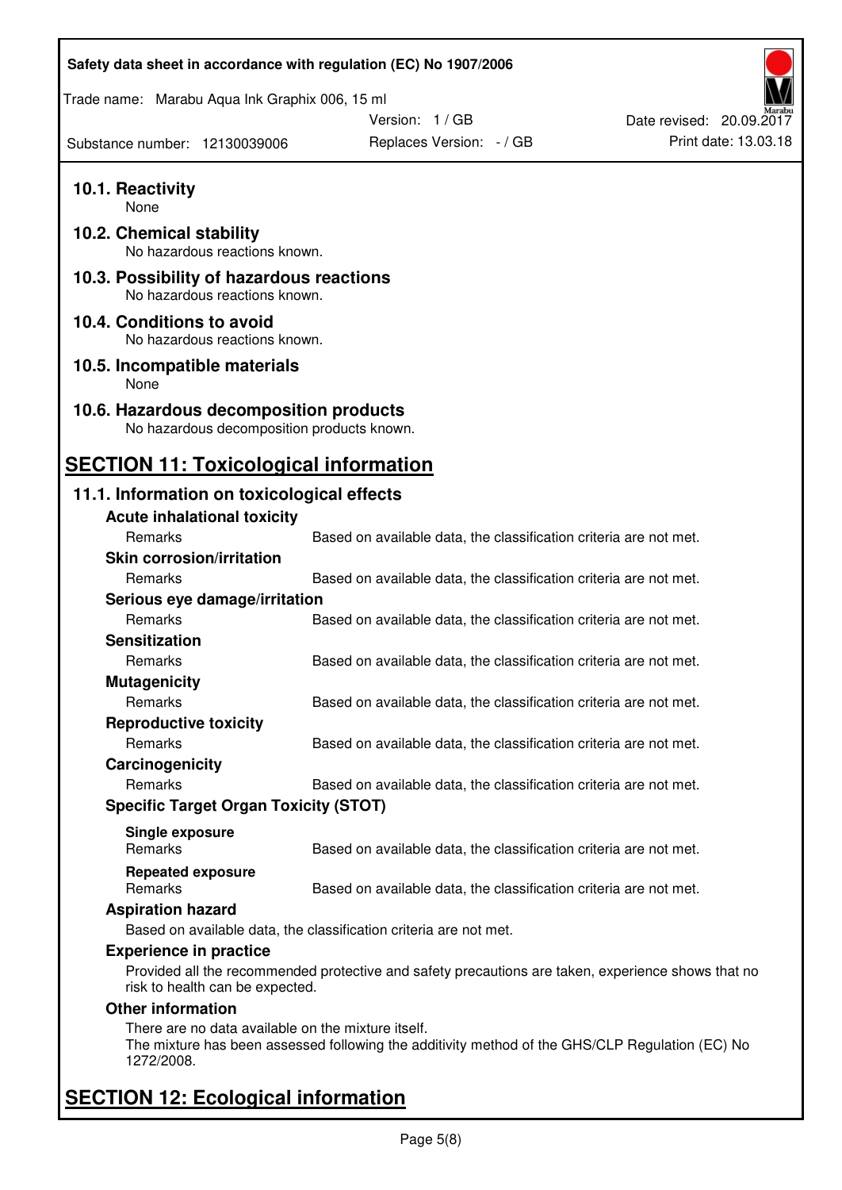## 10.1. Reactivity

None

## 10.2. Chemical stability

No hazardous reactions known.

## 10.3. Possibility of hazardous reactions

No hazardous reactions known.

## 10.4. Conditions to avoid

No hazardous reactions known.

## 10.5. Incompatible materials

None

## 10.6. Hazardous decomposition products

No hazardous decomposition products known.

# SECTION 11: Toxicological information

## 11.1. Information on toxicological effects

**Acute inhalational toxicity**

| Remarks | Based on available data, the classification criteria are not met. |
|---|---|

**Skin corrosion/irritation**

| Remarks | Based on available data, the classification criteria are not met. |
|---|---|

**Serious eye damage/irritation**

| Remarks | Based on available data, the classification criteria are not met. |
|---|---|

**Sensitization**

| Remarks | Based on available data, the classification criteria are not met. |
|---|---|

**Mutagenicity**

| Remarks | Based on available data, the classification criteria are not met. |
|---|---|

**Reproductive toxicity**

| Remarks | Based on available data, the classification criteria are not met. |
|---|---|

**Carcinogenicity**

| Remarks | Based on available data, the classification criteria are not met. |
|---|---|

**Specific Target Organ Toxicity (STOT)**

**Single exposure**

| Remarks | Based on available data, the classification criteria are not met. |
|---|---|

**Repeated exposure**

| Remarks | Based on available data, the classification criteria are not met. |
|---|---|

**Aspiration hazard**

Based on available data, the classification criteria are not met.

**Experience in practice**

Provided all the recommended protective and safety precautions are taken, experience shows that no risk to health can be expected.

**Other information**

There are no data available on the mixture itself.
The mixture has been assessed following the additivity method of the GHS/CLP Regulation (EC) No 1272/2008.

# SECTION 12: Ecological information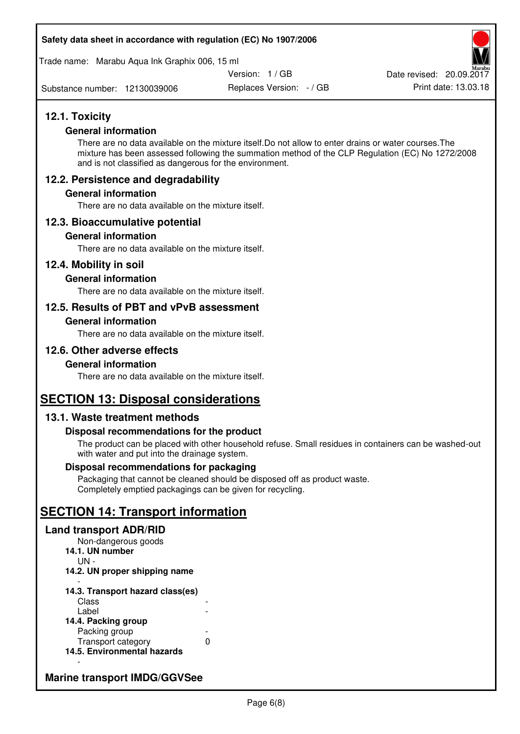## 12.1. Toxicity

### General information

There are no data available on the mixture itself.Do not allow to enter drains or water courses.The mixture has been assessed following the summation method of the CLP Regulation (EC) No 1272/2008 and is not classified as dangerous for the environment.

## 12.2. Persistence and degradability

### General information

There are no data available on the mixture itself.

## 12.3. Bioaccumulative potential

### General information

There are no data available on the mixture itself.

## 12.4. Mobility in soil

### General information

There are no data available on the mixture itself.

## 12.5. Results of PBT and vPvB assessment

### General information

There are no data available on the mixture itself.

## 12.6. Other adverse effects

### General information

There are no data available on the mixture itself.

# SECTION 13: Disposal considerations

## 13.1. Waste treatment methods

### Disposal recommendations for the product

The product can be placed with other household refuse. Small residues in containers can be washed-out with water and put into the drainage system.

### Disposal recommendations for packaging

Packaging that cannot be cleaned should be disposed off as product waste.
Completely emptied packagings can be given for recycling.

# SECTION 14: Transport information

## Land transport ADR/RID

Non-dangerous goods

**14.1. UN number**

UN -

**14.2. UN proper shipping name**

-

**14.3. Transport hazard class(es)**

| | |
|---|---|
| Class | - |
| Label | - |

**14.4. Packing group**

| | |
|---|---|
| Packing group | - |
| Transport category | 0 |

**14.5. Environmental hazards**

-

## Marine transport IMDG/GGVSee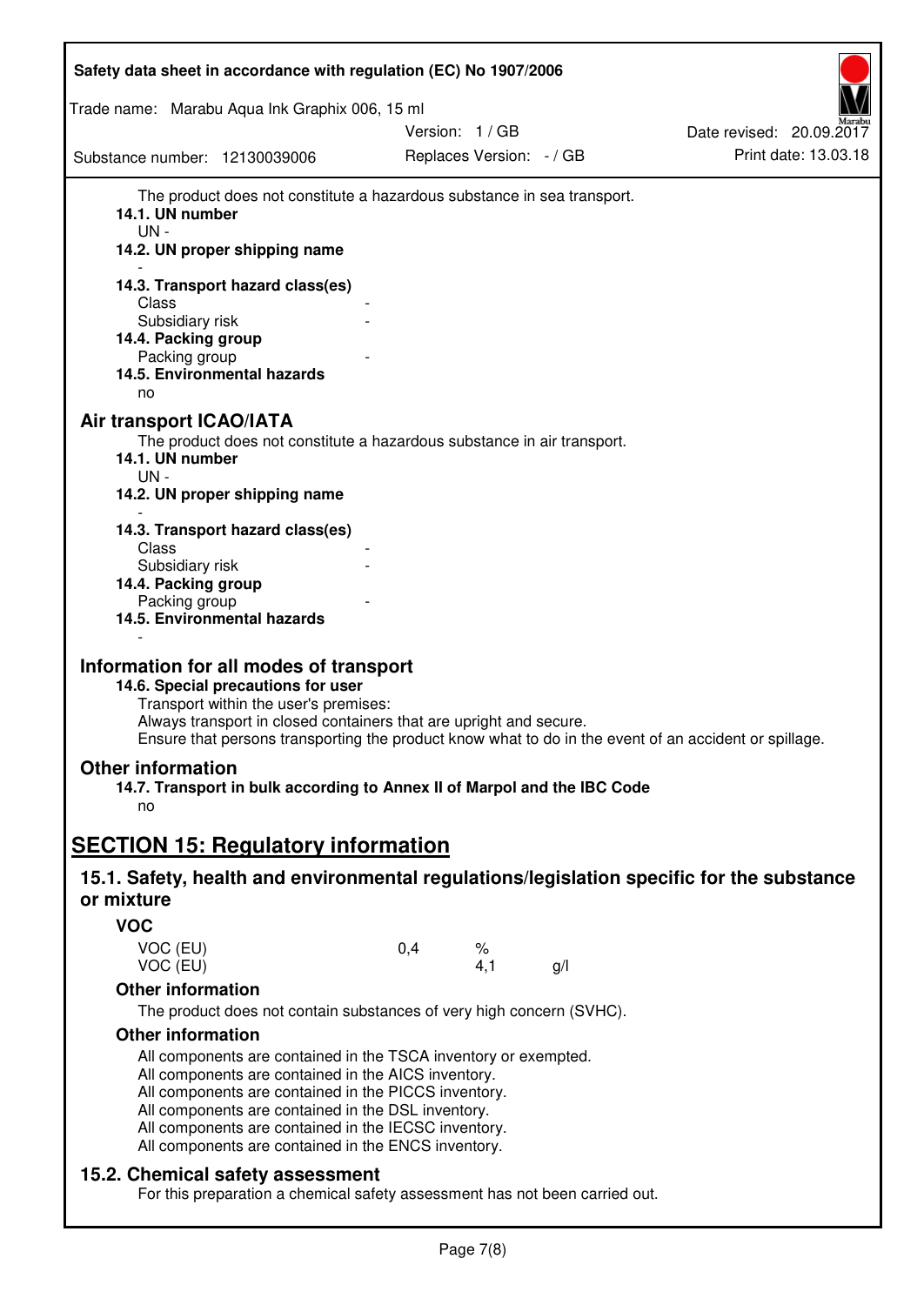The product does not constitute a hazardous substance in sea transport.

**14.1. UN number**

UN -

**14.2. UN proper shipping name**

-

**14.3. Transport hazard class(es)**

Class -

Subsidiary risk -

**14.4. Packing group**

Packing group -

**14.5. Environmental hazards**

no

## Air transport ICAO/IATA

The product does not constitute a hazardous substance in air transport.

**14.1. UN number**

UN -

**14.2. UN proper shipping name**

-

**14.3. Transport hazard class(es)**

Class -

Subsidiary risk -

**14.4. Packing group**

Packing group -

**14.5. Environmental hazards**

-

## Information for all modes of transport

**14.6. Special precautions for user**

Transport within the user's premises:
Always transport in closed containers that are upright and secure.
Ensure that persons transporting the product know what to do in the event of an accident or spillage.

## Other information

**14.7. Transport in bulk according to Annex II of Marpol and the IBC Code**

no

# SECTION 15: Regulatory information

## 15.1. Safety, health and environmental regulations/legislation specific for the substance or mixture

### VOC

| | | | |
|---|---|---|---|
| VOC (EU) | 0,4 | % | |
| VOC (EU) | | 4,1 | g/l |

### Other information

The product does not contain substances of very high concern (SVHC).

### Other information

All components are contained in the TSCA inventory or exempted.
All components are contained in the AICS inventory.
All components are contained in the PICCS inventory.
All components are contained in the DSL inventory.
All components are contained in the IECSC inventory.
All components are contained in the ENCS inventory.

## 15.2. Chemical safety assessment

For this preparation a chemical safety assessment has not been carried out.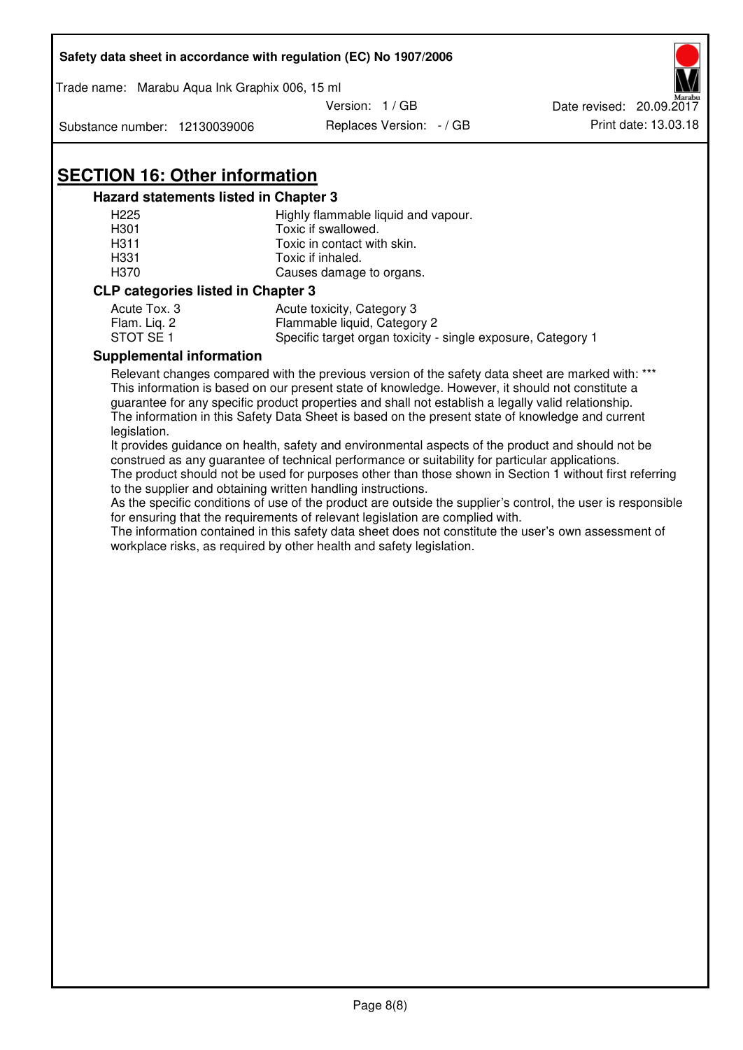## SECTION 16: Other information

### Hazard statements listed in Chapter 3

| | |
|---|---|
| H225 | Highly flammable liquid and vapour. |
| H301 | Toxic if swallowed. |
| H311 | Toxic in contact with skin. |
| H331 | Toxic if inhaled. |
| H370 | Causes damage to organs. |

### CLP categories listed in Chapter 3

| | |
|---|---|
| Acute Tox. 3 | Acute toxicity, Category 3 |
| Flam. Liq. 2 | Flammable liquid, Category 2 |
| STOT SE 1 | Specific target organ toxicity - single exposure, Category 1 |

### Supplemental information

Relevant changes compared with the previous version of the safety data sheet are marked with: ***
This information is based on our present state of knowledge. However, it should not constitute a guarantee for any specific product properties and shall not establish a legally valid relationship.
The information in this Safety Data Sheet is based on the present state of knowledge and current legislation.
It provides guidance on health, safety and environmental aspects of the product and should not be construed as any guarantee of technical performance or suitability for particular applications.
The product should not be used for purposes other than those shown in Section 1 without first referring to the supplier and obtaining written handling instructions.
As the specific conditions of use of the product are outside the supplier's control, the user is responsible for ensuring that the requirements of relevant legislation are complied with.
The information contained in this safety data sheet does not constitute the user's own assessment of workplace risks, as required by other health and safety legislation.